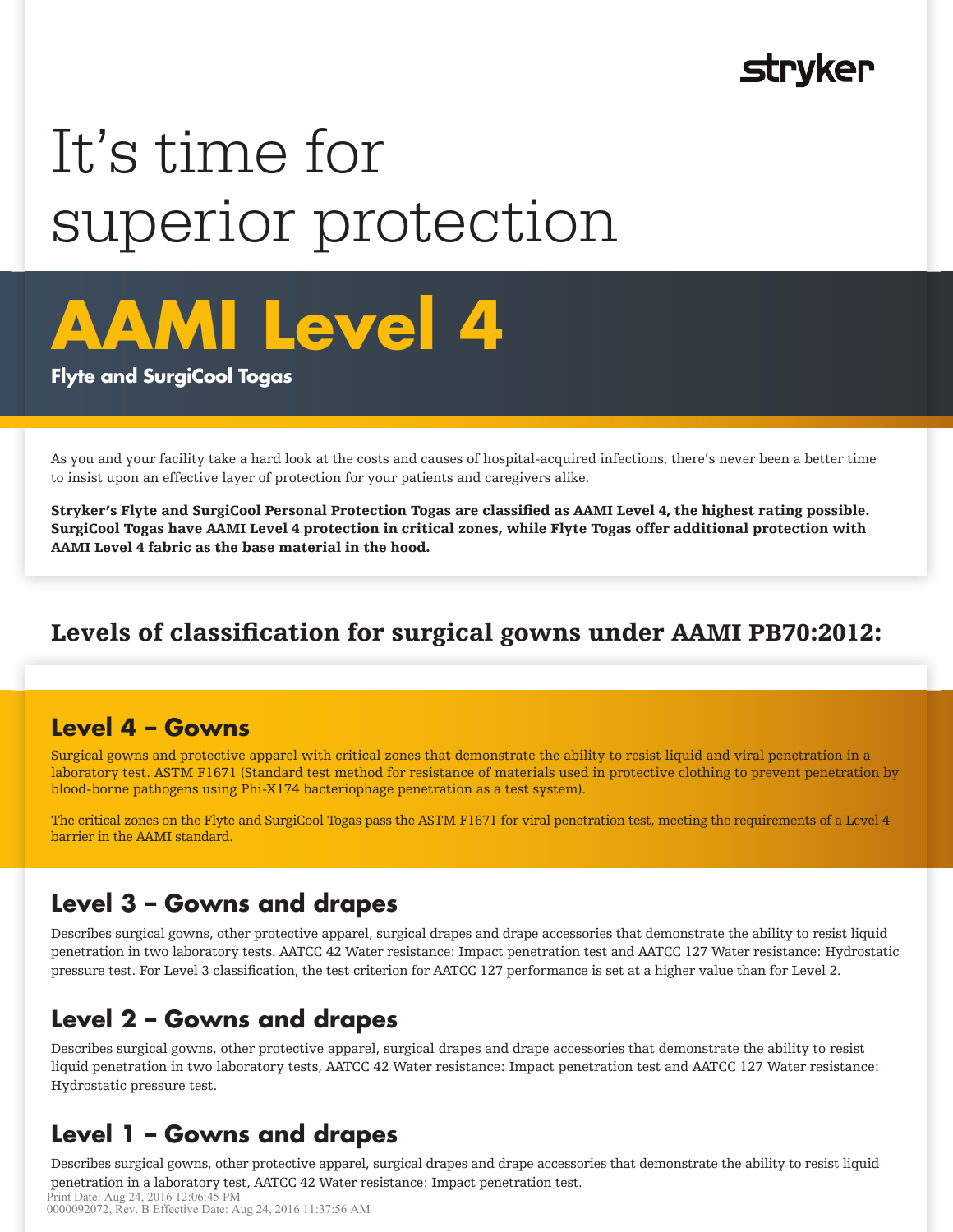stryker

# It's time for superior protection

# AAMI Level 4

**Flyte and SurgiCool Togas**

As you and your facility take a hard look at the costs and causes of hospital-acquired infections, there's never been a better time to insist upon an effective layer of protection for your patients and caregivers alike.

**Stryker's Flyte and SurgiCool Personal Protection Togas are classified as AAMI Level 4, the highest rating possible. SurgiCool Togas have AAMI Level 4 protection in critical zones, while Flyte Togas offer additional protection with AAMI Level 4 fabric as the base material in the hood.**

## Levels of classification for surgical gowns under AAMI PB70:2012:

### Level 4 – Gowns

Surgical gowns and protective apparel with critical zones that demonstrate the ability to resist liquid and viral penetration in a laboratory test. ASTM F1671 (Standard test method for resistance of materials used in protective clothing to prevent penetration by blood-borne pathogens using Phi-X174 bacteriophage penetration as a test system).

The critical zones on the Flyte and SurgiCool Togas pass the ASTM F1671 for viral penetration test, meeting the requirements of a Level 4 barrier in the AAMI standard.

### Level 3 – Gowns and drapes

Describes surgical gowns, other protective apparel, surgical drapes and drape accessories that demonstrate the ability to resist liquid penetration in two laboratory tests. AATCC 42 Water resistance: Impact penetration test and AATCC 127 Water resistance: Hydrostatic pressure test. For Level 3 classification, the test criterion for AATCC 127 performance is set at a higher value than for Level 2.

### Level 2 – Gowns and drapes

Describes surgical gowns, other protective apparel, surgical drapes and drape accessories that demonstrate the ability to resist liquid penetration in two laboratory tests, AATCC 42 Water resistance: Impact penetration test and AATCC 127 Water resistance: Hydrostatic pressure test.

### Level 1 – Gowns and drapes

Describes surgical gowns, other protective apparel, surgical drapes and drape accessories that demonstrate the ability to resist liquid penetration in a laboratory test, AATCC 42 Water resistance: Impact penetration test.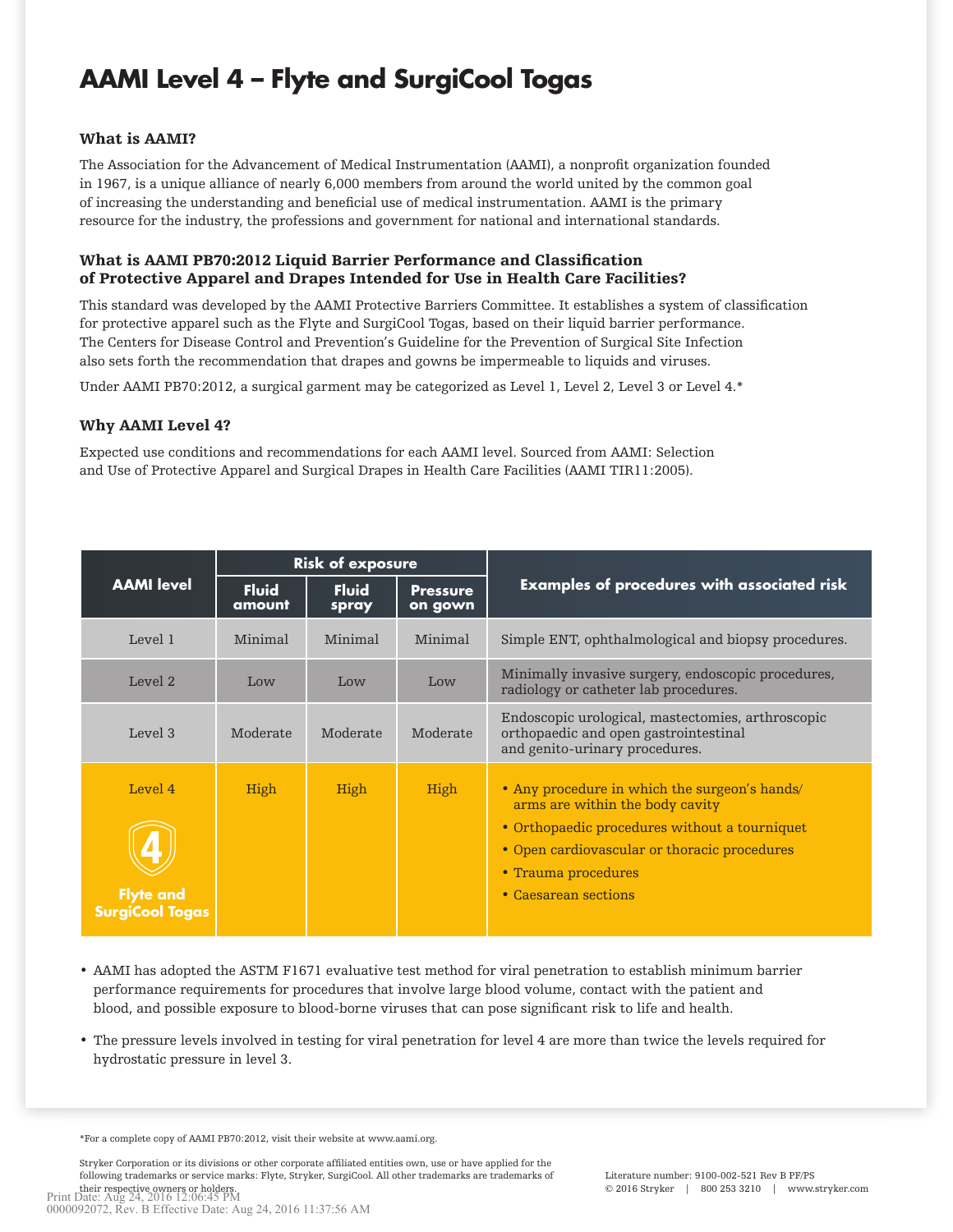# AAMI Level 4 – Flyte and SurgiCool Togas

### What is AAMI?

The Association for the Advancement of Medical Instrumentation (AAMI), a nonprofit organization founded in 1967, is a unique alliance of nearly 6,000 members from around the world united by the common goal of increasing the understanding and beneficial use of medical instrumentation. AAMI is the primary resource for the industry, the professions and government for national and international standards.

### What is AAMI PB70:2012 Liquid Barrier Performance and Classification of Protective Apparel and Drapes Intended for Use in Health Care Facilities?

This standard was developed by the AAMI Protective Barriers Committee. It establishes a system of classification for protective apparel such as the Flyte and SurgiCool Togas, based on their liquid barrier performance. The Centers for Disease Control and Prevention's Guideline for the Prevention of Surgical Site Infection also sets forth the recommendation that drapes and gowns be impermeable to liquids and viruses.

Under AAMI PB70:2012, a surgical garment may be categorized as Level 1, Level 2, Level 3 or Level 4.*

### Why AAMI Level 4?

Expected use conditions and recommendations for each AAMI level. Sourced from AAMI: Selection and Use of Protective Apparel and Surgical Drapes in Health Care Facilities (AAMI TIR11:2005).

| AAMI level | Risk of exposure | | | Examples of procedures with associated risk |
|---|---|---|---|---|
| | Fluid amount | Fluid spray | Pressure on gown | |
| Level 1 | Minimal | Minimal | Minimal | Simple ENT, ophthalmological and biopsy procedures. |
| Level 2 | Low | Low | Low | Minimally invasive surgery, endoscopic procedures, radiology or catheter lab procedures. |
| Level 3 | Moderate | Moderate | Moderate | Endoscopic urological, mastectomies, arthroscopic orthopaedic and open gastrointestinal and genito-urinary procedures. |
| Level 4 — Flyte and SurgiCool Togas | High | High | High | • Any procedure in which the surgeon's hands/arms are within the body cavity • Orthopaedic procedures without a tourniquet • Open cardiovascular or thoracic procedures • Trauma procedures • Caesarean sections |

- AAMI has adopted the ASTM F1671 evaluative test method for viral penetration to establish minimum barrier performance requirements for procedures that involve large blood volume, contact with the patient and blood, and possible exposure to blood-borne viruses that can pose significant risk to life and health.
- The pressure levels involved in testing for viral penetration for level 4 are more than twice the levels required for hydrostatic pressure in level 3.

*For a complete copy of AAMI PB70:2012, visit their website at www.aami.org.

Stryker Corporation or its divisions or other corporate affiliated entities own, use or have applied for the following trademarks or service marks: Flyte, Stryker, SurgiCool. All other trademarks are trademarks of their respective owners or holders.

Literature number: 9100-002-521 Rev B PF/PS
© 2016 Stryker | 800 253 3210 | www.stryker.com

Print Date: Aug 24, 2016 12:06:45 PM
0000092072, Rev. B Effective Date: Aug 24, 2016 11:37:56 AM